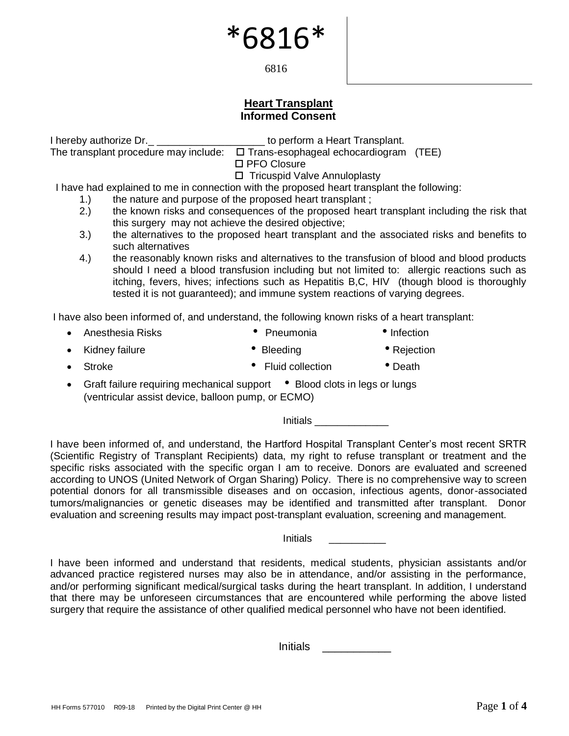*6816*

6816

## **Heart Transplant**
## **Informed Consent**

I hereby authorize Dr._ ___________________ to perform a Heart Transplant.

The transplant procedure may include:
- ☐ Trans-esophageal echocardiogram (TEE)
- ☐ PFO Closure
- ☐ Tricuspid Valve Annuloplasty

I have had explained to me in connection with the proposed heart transplant the following:

1.) the nature and purpose of the proposed heart transplant ;
2.) the known risks and consequences of the proposed heart transplant including the risk that this surgery may not achieve the desired objective;
3.) the alternatives to the proposed heart transplant and the associated risks and benefits to such alternatives
4.) the reasonably known risks and alternatives to the transfusion of blood and blood products should I need a blood transfusion including but not limited to: allergic reactions such as itching, fevers, hives; infections such as Hepatitis B,C, HIV (though blood is thoroughly tested it is not guaranteed); and immune system reactions of varying degrees.

I have also been informed of, and understand, the following known risks of a heart transplant:

- Anesthesia Risks
- Pneumonia
- Infection
- Kidney failure
- Bleeding
- Rejection
- Stroke
- Fluid collection
- Death
- Graft failure requiring mechanical support (ventricular assist device, balloon pump, or ECMO)
- Blood clots in legs or lungs

Initials _____________

I have been informed of, and understand, the Hartford Hospital Transplant Center's most recent SRTR (Scientific Registry of Transplant Recipients) data, my right to refuse transplant or treatment and the specific risks associated with the specific organ I am to receive. Donors are evaluated and screened according to UNOS (United Network of Organ Sharing) Policy. There is no comprehensive way to screen potential donors for all transmissible diseases and on occasion, infectious agents, donor-associated tumors/malignancies or genetic diseases may be identified and transmitted after transplant. Donor evaluation and screening results may impact post-transplant evaluation, screening and management.

Initials __________

I have been informed and understand that residents, medical students, physician assistants and/or advanced practice registered nurses may also be in attendance, and/or assisting in the performance, and/or performing significant medical/surgical tasks during the heart transplant. In addition, I understand that there may be unforeseen circumstances that are encountered while performing the above listed surgery that require the assistance of other qualified medical personnel who have not been identified.

Initials ___________

HH Forms 577010 R09-18 Printed by the Digital Print Center @ HH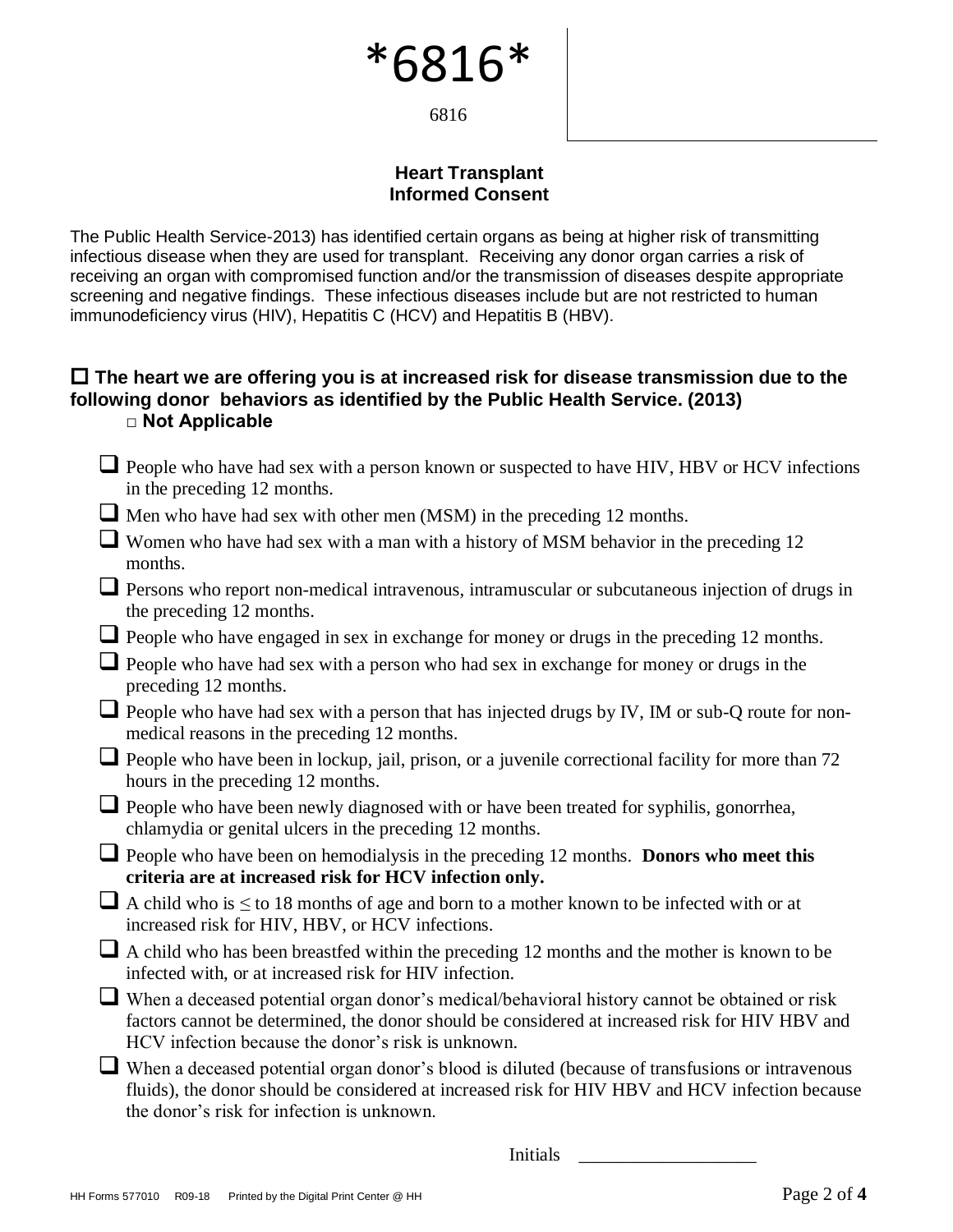*6816*

6816

## Heart Transplant
## Informed Consent

The Public Health Service-2013) has identified certain organs as being at higher risk of transmitting infectious disease when they are used for transplant. Receiving any donor organ carries a risk of receiving an organ with compromised function and/or the transmission of diseases despite appropriate screening and negative findings. These infectious diseases include but are not restricted to human immunodeficiency virus (HIV), Hepatitis C (HCV) and Hepatitis B (HBV).

**☐ The heart we are offering you is at increased risk for disease transmission due to the following donor behaviors as identified by the Public Health Service. (2013)**

**□ Not Applicable**

- ☐ People who have had sex with a person known or suspected to have HIV, HBV or HCV infections in the preceding 12 months.
- ☐ Men who have had sex with other men (MSM) in the preceding 12 months.
- ☐ Women who have had sex with a man with a history of MSM behavior in the preceding 12 months.
- ☐ Persons who report non-medical intravenous, intramuscular or subcutaneous injection of drugs in the preceding 12 months.
- ☐ People who have engaged in sex in exchange for money or drugs in the preceding 12 months.
- ☐ People who have had sex with a person who had sex in exchange for money or drugs in the preceding 12 months.
- ☐ People who have had sex with a person that has injected drugs by IV, IM or sub-Q route for non-medical reasons in the preceding 12 months.
- ☐ People who have been in lockup, jail, prison, or a juvenile correctional facility for more than 72 hours in the preceding 12 months.
- ☐ People who have been newly diagnosed with or have been treated for syphilis, gonorrhea, chlamydia or genital ulcers in the preceding 12 months.
- ☐ People who have been on hemodialysis in the preceding 12 months. **Donors who meet this criteria are at increased risk for HCV infection only.**
- ☐ A child who is $\leq$ to 18 months of age and born to a mother known to be infected with or at increased risk for HIV, HBV, or HCV infections.
- ☐ A child who has been breastfed within the preceding 12 months and the mother is known to be infected with, or at increased risk for HIV infection.
- ☐ When a deceased potential organ donor's medical/behavioral history cannot be obtained or risk factors cannot be determined, the donor should be considered at increased risk for HIV HBV and HCV infection because the donor's risk is unknown.
- ☐ When a deceased potential organ donor's blood is diluted (because of transfusions or intravenous fluids), the donor should be considered at increased risk for HIV HBV and HCV infection because the donor's risk for infection is unknown.

Initials ___________________

HH Forms 577010 R09-18 Printed by the Digital Print Center @ HH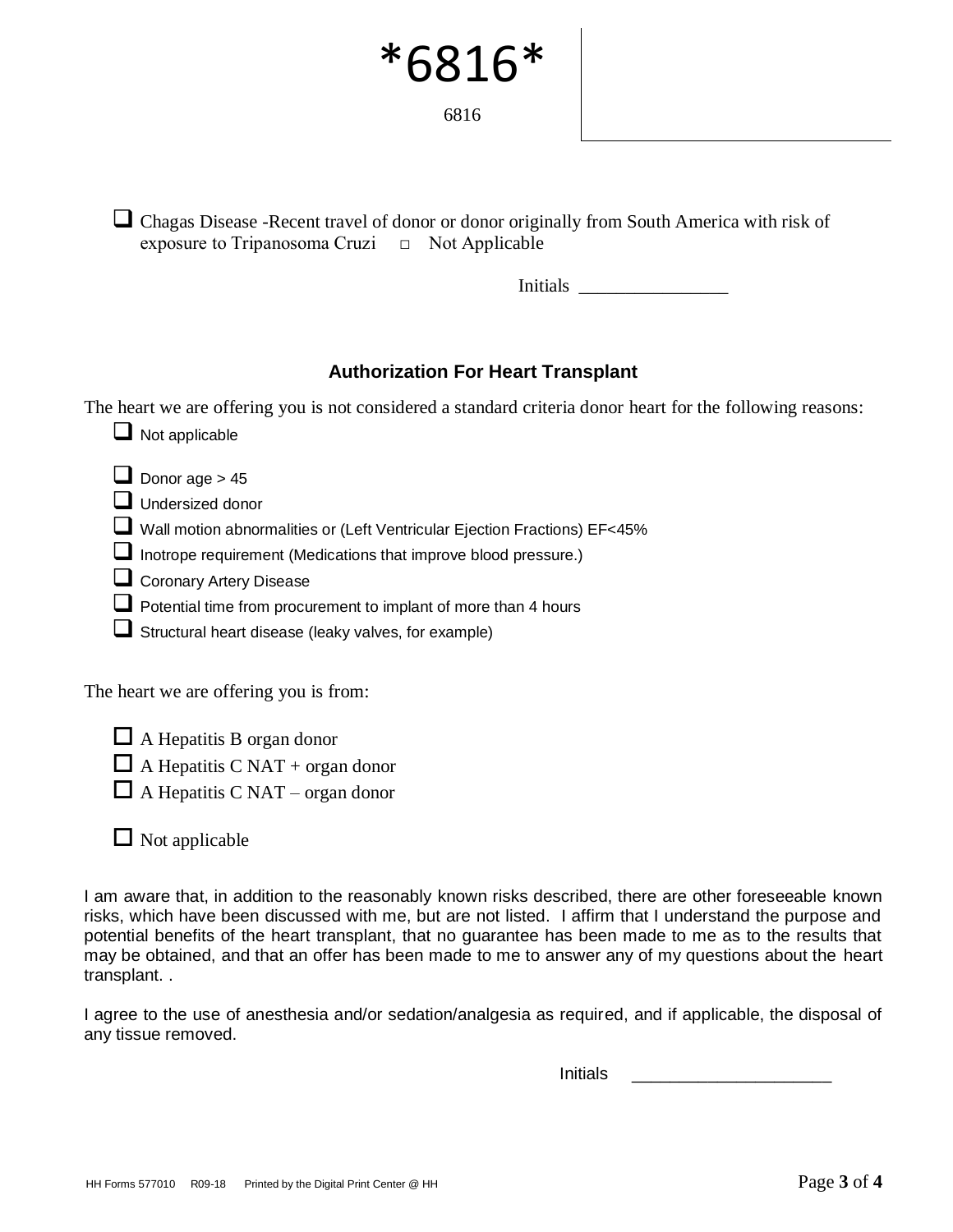*6816*

6816

- ☐ Chagas Disease -Recent travel of donor or donor originally from South America with risk of exposure to Tripanosoma Cruzi ☐ Not Applicable

Initials ________________

### Authorization For Heart Transplant

The heart we are offering you is not considered a standard criteria donor heart for the following reasons:

- ☐ Not applicable

- ☐ Donor age > 45
- ☐ Undersized donor
- ☐ Wall motion abnormalities or (Left Ventricular Ejection Fractions) EF<45%
- ☐ Inotrope requirement (Medications that improve blood pressure.)
- ☐ Coronary Artery Disease
- ☐ Potential time from procurement to implant of more than 4 hours
- ☐ Structural heart disease (leaky valves, for example)

The heart we are offering you is from:

- ☐ A Hepatitis B organ donor
- ☐ A Hepatitis C NAT + organ donor
- ☐ A Hepatitis C NAT – organ donor

- ☐ Not applicable

I am aware that, in addition to the reasonably known risks described, there are other foreseeable known risks, which have been discussed with me, but are not listed. I affirm that I understand the purpose and potential benefits of the heart transplant, that no guarantee has been made to me as to the results that may be obtained, and that an offer has been made to me to answer any of my questions about the heart transplant. .

I agree to the use of anesthesia and/or sedation/analgesia as required, and if applicable, the disposal of any tissue removed.

Initials ______________________

HH Forms 577010 R09-18 Printed by the Digital Print Center @ HH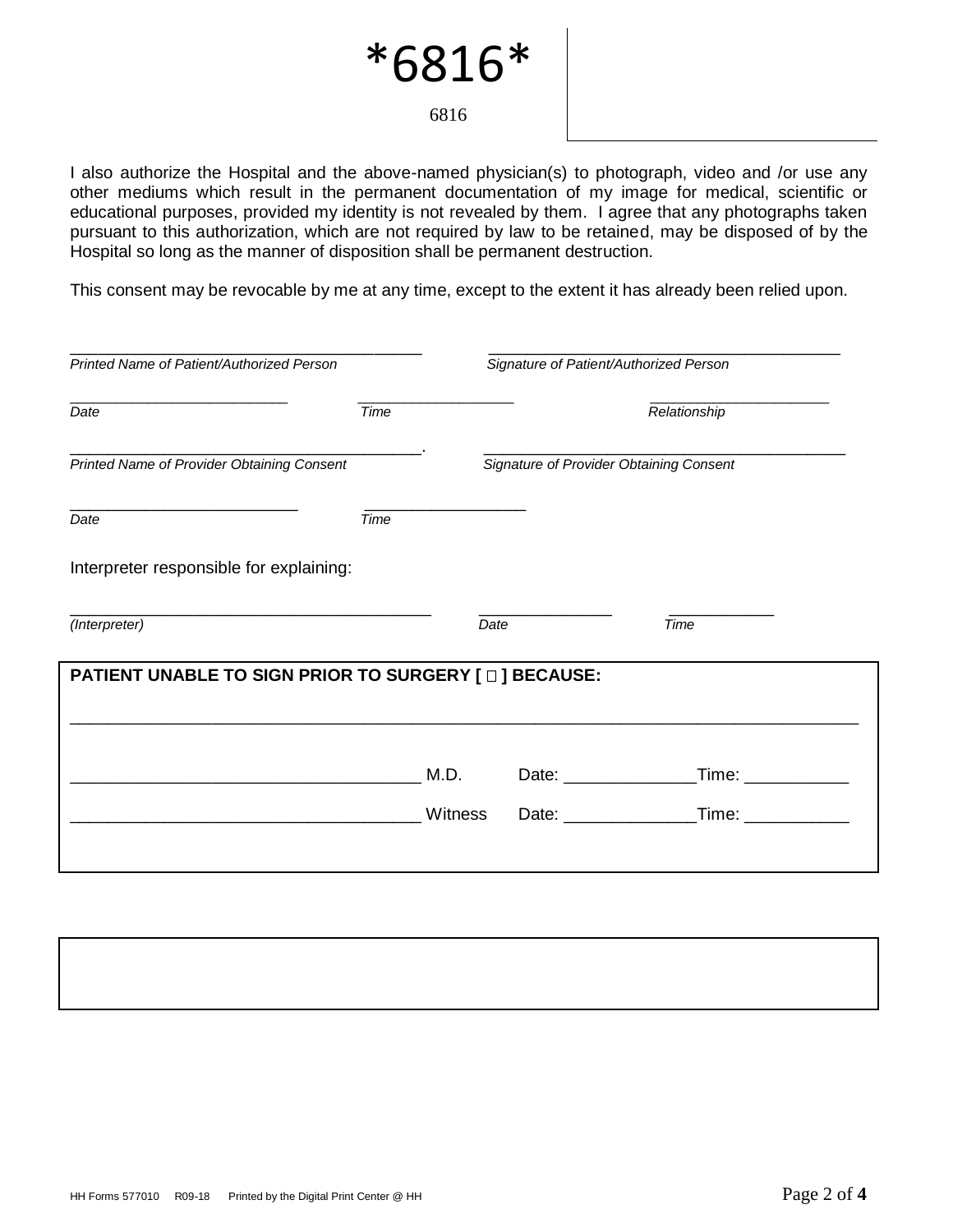*6816*

6816

I also authorize the Hospital and the above-named physician(s) to photograph, video and /or use any other mediums which result in the permanent documentation of my image for medical, scientific or educational purposes, provided my identity is not revealed by them. I agree that any photographs taken pursuant to this authorization, which are not required by law to be retained, may be disposed of by the Hospital so long as the manner of disposition shall be permanent destruction.

This consent may be revocable by me at any time, except to the extent it has already been relied upon.

_______________________________________ _______________________________________
*Printed Name of Patient/Authorized Person* *Signature of Patient/Authorized Person*

_________________________ __________________ ____________________
*Date* *Time* *Relationship*

_______________________________________. _______________________________________
*Printed Name of Provider Obtaining Consent* *Signature of Provider Obtaining Consent*

_________________________ __________________
*Date* *Time*

Interpreter responsible for explaining:

_______________________________________ ______________ ___________
*(Interpreter)* *Date* *Time*

**PATIENT UNABLE TO SIGN PRIOR TO SURGERY [ □ ] BECAUSE:**

_____________________________________________________________________________

____________________________________ M.D. Date: _____________Time: __________

____________________________________ Witness Date: _____________Time: __________

HH Forms 577010 R09-18 Printed by the Digital Print Center @ HH